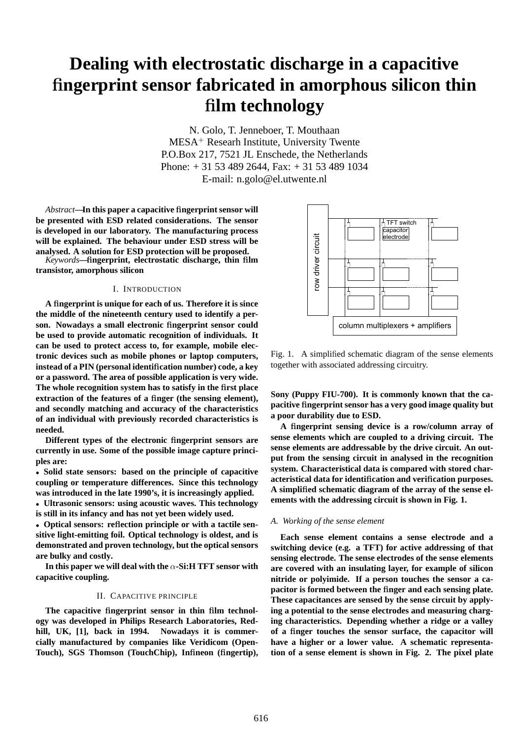# Dealing with electrostatic discharge in a capacitive fingerprint sensor fabricated in amorphous silicon thin film technology

N. Golo, T. Jenneboer, T. Mouthaan
MESA$^{+}$ Researh Institute, University Twente
P.O.Box 217, 7521 JL Enschede, the Netherlands
Phone: + 31 53 489 2644, Fax: + 31 53 489 1034
E-mail: n.golo@el.utwente.nl

*Abstract*—**In this paper a capacitive fingerprint sensor will be presented with ESD related considerations. The sensor is developed in our laboratory. The manufacturing process will be explained. The behaviour under ESD stress will be analysed. A solution for ESD protection will be proposed.**

*Keywords*—**fingerprint, electrostatic discharge, thin film transistor, amorphous silicon**

## I. Introduction

**A fingerprint is unique for each of us. Therefore it is since the middle of the nineteenth century used to identify a person. Nowadays a small electronic fingerprint sensor could be used to provide automatic recognition of individuals. It can be used to protect access to, for example, mobile electronic devices such as mobile phones or laptop computers, instead of a PIN (personal identification number) code, a key or a password. The area of possible application is very wide. The whole recognition system has to satisfy in the first place extraction of the features of a finger (the sensing element), and secondly matching and accuracy of the characteristics of an individual with previously recorded characteristics is needed.**

**Different types of the electronic fingerprint sensors are currently in use. Some of the possible image capture principles are:**

- **Solid state sensors: based on the principle of capacitive coupling or temperature differences. Since this technology was introduced in the late 1990's, it is increasingly applied.**
- **Ultrasonic sensors: using acoustic waves. This technology is still in its infancy and has not yet been widely used.**
- **Optical sensors: reflection principle or with a tactile sensitive light-emitting foil. Optical technology is oldest, and is demonstrated and proven technology, but the optical sensors are bulky and costly.**

**In this paper we will deal with the $\alpha$-Si:H TFT sensor with capacitive coupling.**

## II. Capacitive principle

**The capacitive fingerprint sensor in thin film technology was developed in Philips Research Laboratories, Redhill, UK, [1], back in 1994. Nowadays it is commercially manufactured by companies like Veridicom (OpenTouch), SGS Thomson (TouchChip), Infineon (fingertip), Sony (Puppy FIU-700). It is commonly known that the capacitive fingerprint sensor has a very good image quality but a poor durability due to ESD.**

**A fingerprint sensing device is a row/column array of sense elements which are coupled to a driving circuit. The sense elements are addressable by the drive circuit. An output from the sensing circuit in analysed in the recognition system. Characteristical data is compared with stored characteristical data for identification and verification purposes. A simplified schematic diagram of the array of the sense elements with the addressing circuit is shown in Fig. 1.**

Fig. 1. A simplified schematic diagram of the sense elements together with associated addressing circuitry.

### A. Working of the sense element

**Each sense element contains a sense electrode and a switching device (e.g. a TFT) for active addressing of that sensing electrode. The sense electrodes of the sense elements are covered with an insulating layer, for example of silicon nitride or polyimide. If a person touches the sensor a capacitor is formed between the finger and each sensing plate. These capacitances are sensed by the sense circuit by applying a potential to the sense electrodes and measuring charging characteristics. Depending whether a ridge or a valley of a finger touches the sensor surface, the capacitor will have a higher or a lower value. A schematic representation of a sense element is shown in Fig. 2. The pixel plate**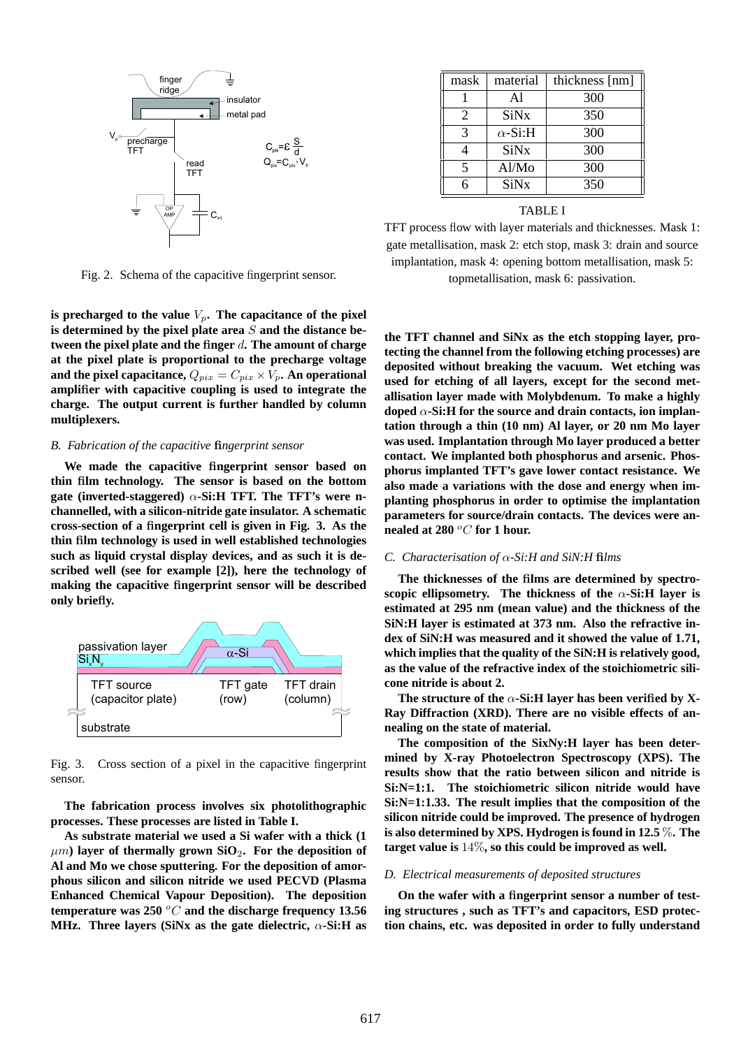Fig. 2. Schema of the capacitive fingerprint sensor.

is precharged to the value $V_p$. The capacitance of the pixel is determined by the pixel plate area $S$ and the distance between the pixel plate and the finger $d$. The amount of charge at the pixel plate is proportional to the precharge voltage and the pixel capacitance, $Q_{pix} = C_{pix} \times V_p$. An operational amplifier with capacitive coupling is used to integrate the charge. The output current is further handled by column multiplexers.

### *B. Fabrication of the capacitive fingerprint sensor*

We made the capacitive fingerprint sensor based on thin film technology. The sensor is based on the bottom gate (inverted-staggered) $\alpha$-Si:H TFT. The TFT's were n-channelled, with a silicon-nitride gate insulator. A schematic cross-section of a fingerprint cell is given in Fig. 3. As the thin film technology is used in well established technologies such as liquid crystal display devices, and as such it is described well (see for example [2]), here the technology of making the capacitive fingerprint sensor will be described only briefly.

Fig. 3. Cross section of a pixel in the capacitive fingerprint sensor.

The fabrication process involves six photolithographic processes. These processes are listed in Table I.

As substrate material we used a Si wafer with a thick (1 $\mu m$) layer of thermally grown $SiO_2$. For the deposition of Al and Mo we chose sputtering. For the deposition of amorphous silicon and silicon nitride we used PECVD (Plasma Enhanced Chemical Vapour Deposition). The deposition temperature was 250 $^oC$ and the discharge frequency 13.56 MHz. Three layers (SiNx as the gate dielectric, $\alpha$-Si:H as the TFT channel and SiNx as the etch stopping layer, protecting the channel from the following etching processes) are deposited without breaking the vacuum. Wet etching was used for etching of all layers, except for the second metallisation layer made with Molybdenum. To make a highly doped $\alpha$-Si:H for the source and drain contacts, ion implantation through a thin (10 nm) Al layer, or 20 nm Mo layer was used. Implantation through Mo layer produced a better contact. We implanted both phosphorus and arsenic. Phosphorus implanted TFT's gave lower contact resistance. We also made a variations with the dose and energy when implanting phosphorus in order to optimise the implantation parameters for source/drain contacts. The devices were annealed at 280 $^oC$ for 1 hour.

| mask | material | thickness [nm] |
|---|---|---|
| 1 | Al | 300 |
| 2 | SiNx | 350 |
| 3 | $\alpha$-Si:H | 300 |
| 4 | SiNx | 300 |
| 5 | Al/Mo | 300 |
| 6 | SiNx | 350 |

TABLE I

TFT process flow with layer materials and thicknesses. Mask 1: gate metallisation, mask 2: etch stop, mask 3: drain and source implantation, mask 4: opening bottom metallisation, mask 5: topmetallisation, mask 6: passivation.

### *C. Characterisation of $\alpha$-Si:H and SiN:H films*

The thicknesses of the films are determined by spectroscopic ellipsometry. The thickness of the $\alpha$-Si:H layer is estimated at 295 nm (mean value) and the thickness of the SiN:H layer is estimated at 373 nm. Also the refractive index of SiN:H was measured and it showed the value of 1.71, which implies that the quality of the SiN:H is relatively good, as the value of the refractive index of the stoichiometric silicone nitride is about 2.

The structure of the $\alpha$-Si:H layer has been verified by X-Ray Diffraction (XRD). There are no visible effects of annealing on the state of material.

The composition of the SixNy:H layer has been determined by X-ray Photoelectron Spectroscopy (XPS). The results show that the ratio between silicon and nitride is Si:N=1:1. The stoichiometric silicon nitride would have Si:N=1:1.33. The result implies that the composition of the silicon nitride could be improved. The presence of hydrogen is also determined by XPS. Hydrogen is found in 12.5 $\%$. The target value is $14\%$, so this could be improved as well.

### *D. Electrical measurements of deposited structures*

On the wafer with a fingerprint sensor a number of testing structures , such as TFT's and capacitors, ESD protection chains, etc. was deposited in order to fully understand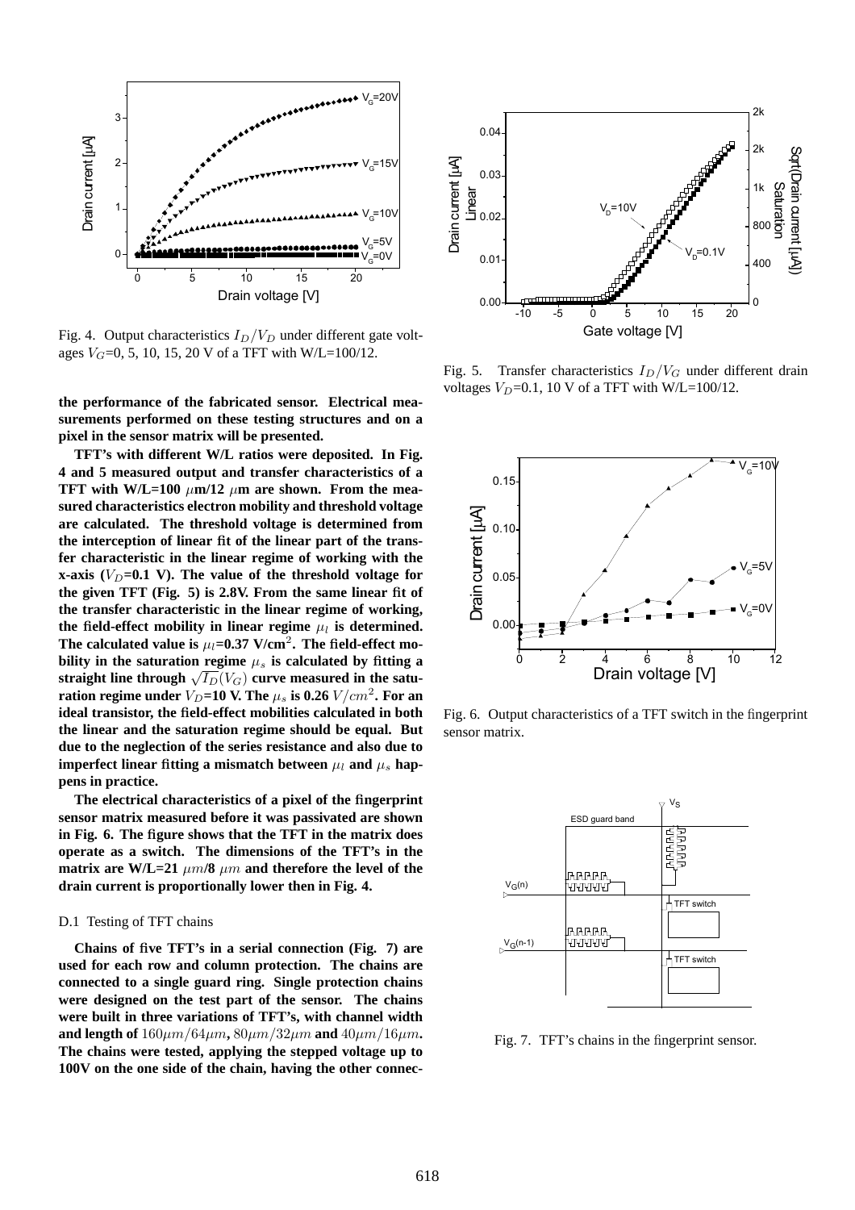Fig. 4. Output characteristics $I_D/V_D$ under different gate voltages $V_G$=0, 5, 10, 15, 20 V of a TFT with W/L=100/12.

Fig. 5. Transfer characteristics $I_D/V_G$ under different drain voltages $V_D$=0.1, 10 V of a TFT with W/L=100/12.

**the performance of the fabricated sensor. Electrical measurements performed on these testing structures and on a pixel in the sensor matrix will be presented.**

**TFT's with different W/L ratios were deposited. In Fig. 4 and 5 measured output and transfer characteristics of a TFT with W/L=100 $\mu$m/12 $\mu$m are shown. From the measured characteristics electron mobility and threshold voltage are calculated. The threshold voltage is determined from the interception of linear fit of the linear part of the transfer characteristic in the linear regime of working with the x-axis ($V_D$=0.1 V). The value of the threshold voltage for the given TFT (Fig. 5) is 2.8V. From the same linear fit of the transfer characteristic in the linear regime of working, the field-effect mobility in linear regime $\mu_l$ is determined. The calculated value is $\mu_l$=0.37 V/cm$^2$. The field-effect mobility in the saturation regime $\mu_s$ is calculated by fitting a straight line through $\sqrt{I_D}(V_G)$ curve measured in the saturation regime under $V_D$=10 V. The $\mu_s$ is 0.26 $V/cm^2$. For an ideal transistor, the field-effect mobilities calculated in both the linear and the saturation regime should be equal. But due to the neglection of the series resistance and also due to imperfect linear fitting a mismatch between $\mu_l$ and $\mu_s$ happens in practice.**

**The electrical characteristics of a pixel of the fingerprint sensor matrix measured before it was passivated are shown in Fig. 6. The figure shows that the TFT in the matrix does operate as a switch. The dimensions of the TFT's in the matrix are W/L=21 $\mu m$/8 $\mu m$ and therefore the level of the drain current is proportionally lower then in Fig. 4.**

Fig. 6. Output characteristics of a TFT switch in the fingerprint sensor matrix.

### D.1 Testing of TFT chains

**Chains of five TFT's in a serial connection (Fig. 7) are used for each row and column protection. The chains are connected to a single guard ring. Single protection chains were designed on the test part of the sensor. The chains were built in three variations of TFT's, with channel width and length of $160\mu m/64\mu m$, $80\mu m/32\mu m$ and $40\mu m/16\mu m$. The chains were tested, applying the stepped voltage up to 100V on the one side of the chain, having the other connec-**

Fig. 7. TFT's chains in the fingerprint sensor.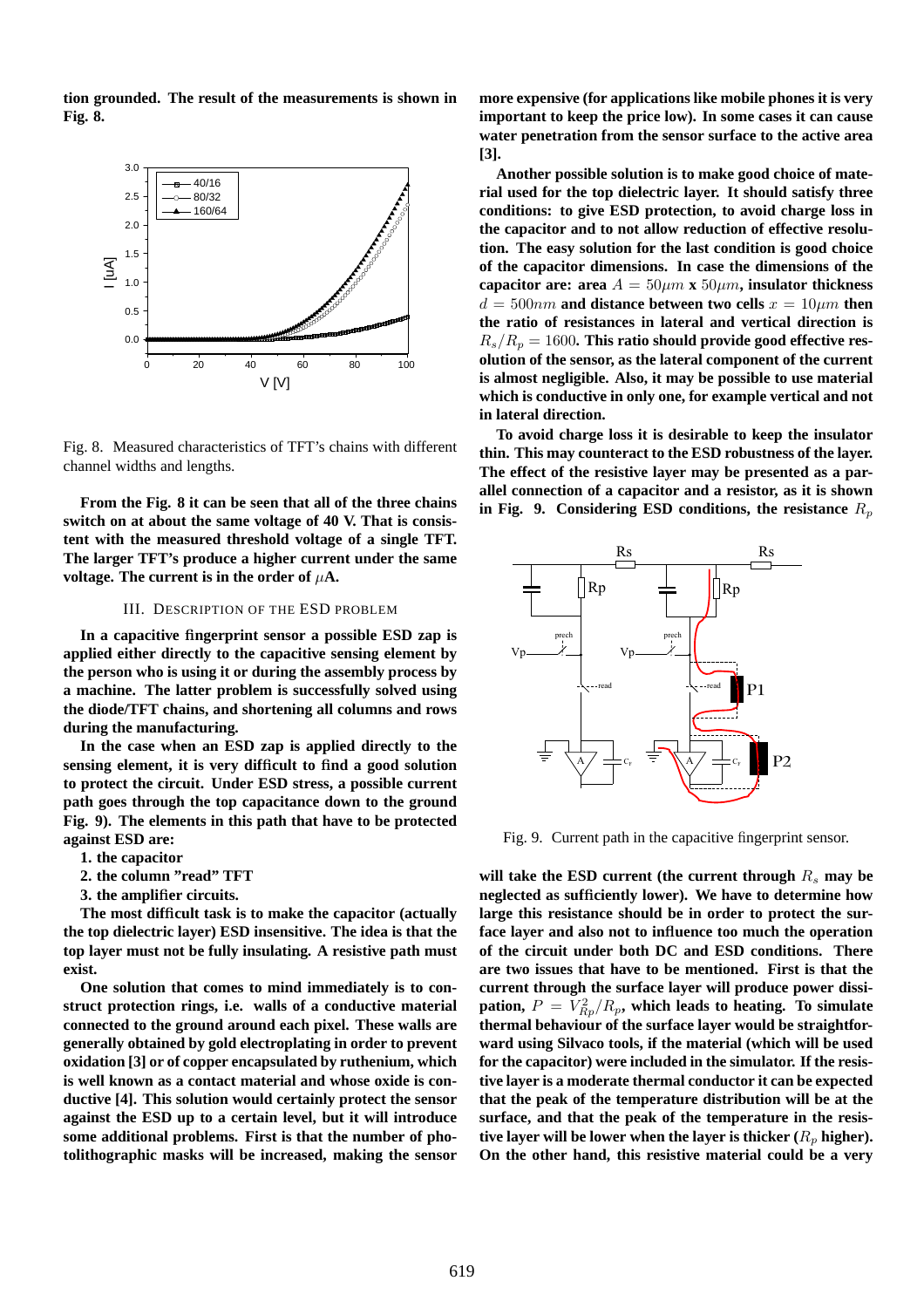tion grounded. The result of the measurements is shown in Fig. 8.

Fig. 8. Measured characteristics of TFT's chains with different channel widths and lengths.

From the Fig. 8 it can be seen that all of the three chains switch on at about the same voltage of 40 V. That is consistent with the measured threshold voltage of a single TFT. The larger TFT's produce a higher current under the same voltage. The current is in the order of $\mu$A.

## III. Description of the ESD problem

In a capacitive fingerprint sensor a possible ESD zap is applied either directly to the capacitive sensing element by the person who is using it or during the assembly process by a machine. The latter problem is successfully solved using the diode/TFT chains, and shortening all columns and rows during the manufacturing.

In the case when an ESD zap is applied directly to the sensing element, it is very difficult to find a good solution to protect the circuit. Under ESD stress, a possible current path goes through the top capacitance down to the ground Fig. 9). The elements in this path that have to be protected against ESD are:

1. the capacitor
2. the column "read" TFT
3. the amplifier circuits.

The most difficult task is to make the capacitor (actually the top dielectric layer) ESD insensitive. The idea is that the top layer must not be fully insulating. A resistive path must exist.

One solution that comes to mind immediately is to construct protection rings, i.e. walls of a conductive material connected to the ground around each pixel. These walls are generally obtained by gold electroplating in order to prevent oxidation [3] or of copper encapsulated by ruthenium, which is well known as a contact material and whose oxide is conductive [4]. This solution would certainly protect the sensor against the ESD up to a certain level, but it will introduce some additional problems. First is that the number of photolithographic masks will be increased, making the sensor more expensive (for applications like mobile phones it is very important to keep the price low). In some cases it can cause water penetration from the sensor surface to the active area [3].

Another possible solution is to make good choice of material used for the top dielectric layer. It should satisfy three conditions: to give ESD protection, to avoid charge loss in the capacitor and to not allow reduction of effective resolution. The easy solution for the last condition is good choice of the capacitor dimensions. In case the dimensions of the capacitor are: area $A = 50\mu m$ x $50\mu m$, insulator thickness $d = 500nm$ and distance between two cells $x = 10\mu m$ then the ratio of resistances in lateral and vertical direction is $R_s/R_p = 1600$. This ratio should provide good effective resolution of the sensor, as the lateral component of the current is almost negligible. Also, it may be possible to use material which is conductive in only one, for example vertical and not in lateral direction.

To avoid charge loss it is desirable to keep the insulator thin. This may counteract to the ESD robustness of the layer. The effect of the resistive layer may be presented as a parallel connection of a capacitor and a resistor, as it is shown in Fig. 9. Considering ESD conditions, the resistance $R_p$

Fig. 9. Current path in the capacitive fingerprint sensor.

will take the ESD current (the current through $R_s$ may be neglected as sufficiently lower). We have to determine how large this resistance should be in order to protect the surface layer and also not to influence too much the operation of the circuit under both DC and ESD conditions. There are two issues that have to be mentioned. First is that the current through the surface layer will produce power dissipation, $P = V_{Rp}^2/R_p$, which leads to heating. To simulate thermal behaviour of the surface layer would be straightforward using Silvaco tools, if the material (which will be used for the capacitor) were included in the simulator. If the resistive layer is a moderate thermal conductor it can be expected that the peak of the temperature distribution will be at the surface, and that the peak of the temperature in the resistive layer will be lower when the layer is thicker ($R_p$ higher). On the other hand, this resistive material could be a very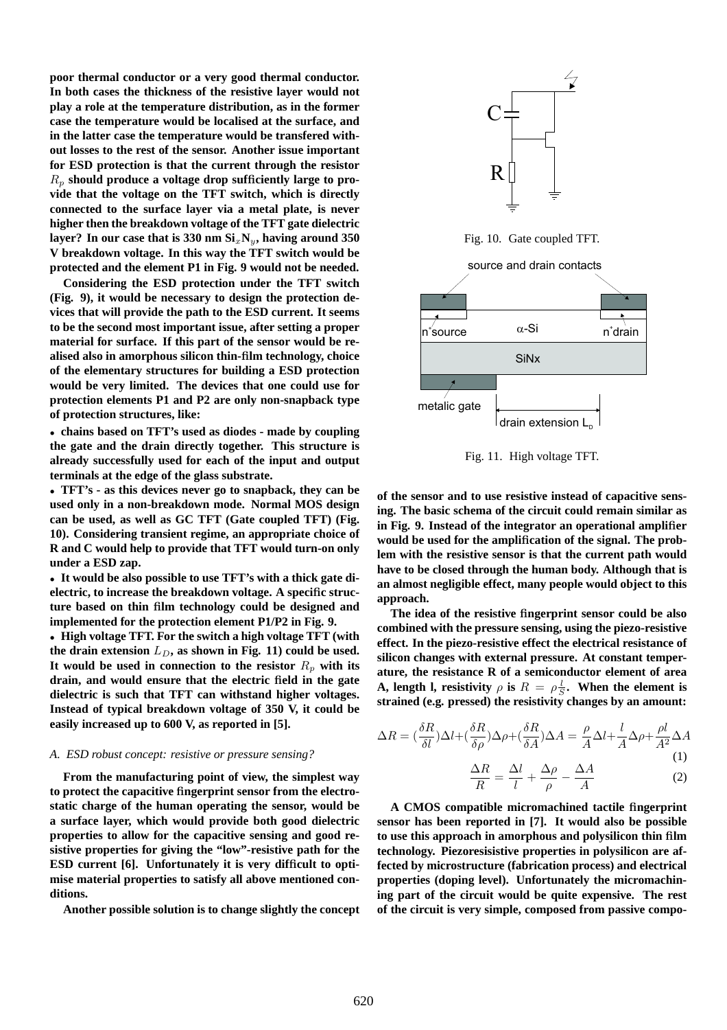**poor thermal conductor or a very good thermal conductor. In both cases the thickness of the resistive layer would not play a role at the temperature distribution, as in the former case the temperature would be localised at the surface, and in the latter case the temperature would be transfered without losses to the rest of the sensor. Another issue important for ESD protection is that the current through the resistor $R_p$ should produce a voltage drop sufficiently large to provide that the voltage on the TFT switch, which is directly connected to the surface layer via a metal plate, is never higher then the breakdown voltage of the TFT gate dielectric layer? In our case that is 330 nm $Si_xN_y$, having around 350 V breakdown voltage. In this way the TFT switch would be protected and the element P1 in Fig. 9 would not be needed.**

**Considering the ESD protection under the TFT switch (Fig. 9), it would be necessary to design the protection devices that will provide the path to the ESD current. It seems to be the second most important issue, after setting a proper material for surface. If this part of the sensor would be realised also in amorphous silicon thin-film technology, choice of the elementary structures for building a ESD protection would be very limited. The devices that one could use for protection elements P1 and P2 are only non-snapback type of protection structures, like:**

- **chains based on TFT's used as diodes - made by coupling the gate and the drain directly together. This structure is already successfully used for each of the input and output terminals at the edge of the glass substrate.**
- **TFT's - as this devices never go to snapback, they can be used only in a non-breakdown mode. Normal MOS design can be used, as well as GC TFT (Gate coupled TFT) (Fig. 10). Considering transient regime, an appropriate choice of R and C would help to provide that TFT would turn-on only under a ESD zap.**
- **It would be also possible to use TFT's with a thick gate dielectric, to increase the breakdown voltage. A specific structure based on thin film technology could be designed and implemented for the protection element P1/P2 in Fig. 9.**
- **High voltage TFT. For the switch a high voltage TFT (with the drain extension $L_D$, as shown in Fig. 11) could be used. It would be used in connection to the resistor $R_p$ with its drain, and would ensure that the electric field in the gate dielectric is such that TFT can withstand higher voltages. Instead of typical breakdown voltage of 350 V, it could be easily increased up to 600 V, as reported in [5].**

### *A. ESD robust concept: resistive or pressure sensing?*

**From the manufacturing point of view, the simplest way to protect the capacitive fingerprint sensor from the electrostatic charge of the human operating the sensor, would be a surface layer, which would provide both good dielectric properties to allow for the capacitive sensing and good resistive properties for giving the "low"-resistive path for the ESD current [6]. Unfortunately it is very difficult to optimise material properties to satisfy all above mentioned conditions.**

**Another possible solution is to change slightly the concept of the sensor and to use resistive instead of capacitive sensing. The basic schema of the circuit could remain similar as in Fig. 9. Instead of the integrator an operational amplifier would be used for the amplification of the signal. The problem with the resistive sensor is that the current path would have to be closed through the human body. Although that is an almost negligible effect, many people would object to this approach.**

Fig. 10. Gate coupled TFT.

Fig. 11. High voltage TFT.

**The idea of the resistive fingerprint sensor could be also combined with the pressure sensing, using the piezo-resistive effect. In the piezo-resistive effect the electrical resistance of silicon changes with external pressure. At constant temperature, the resistance R of a semiconductor element of area A, length l, resistivity $\rho$ is $R = \rho\frac{l}{S}$. When the element is strained (e.g. pressed) the resistivity changes by an amount:**

$$\Delta R = (\frac{\delta R}{\delta l})\Delta l + (\frac{\delta R}{\delta \rho})\Delta \rho + (\frac{\delta R}{\delta A})\Delta A = \frac{\rho}{A}\Delta l + \frac{l}{A}\Delta \rho + \frac{\rho l}{A^2}\Delta A \quad (1)$$

$$\frac{\Delta R}{R} = \frac{\Delta l}{l} + \frac{\Delta \rho}{\rho} - \frac{\Delta A}{A} \quad (2)$$

**A CMOS compatible micromachined tactile fingerprint sensor has been reported in [7]. It would also be possible to use this approach in amorphous and polysilicon thin film technology. Piezoresisistive properties in polysilicon are affected by microstructure (fabrication process) and electrical properties (doping level). Unfortunately the micromachining part of the circuit would be quite expensive. The rest of the circuit is very simple, composed from passive compo-**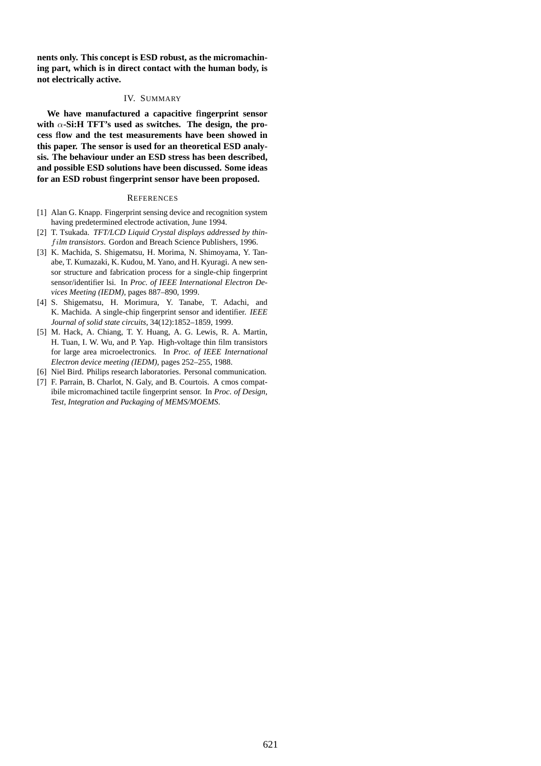**nents only. This concept is ESD robust, as the micromachining part, which is in direct contact with the human body, is not electrically active.**

## IV. Summary

**We have manufactured a capacitive fingerprint sensor with $\alpha$-Si:H TFT's used as switches. The design, the process flow and the test measurements have been showed in this paper. The sensor is used for an theoretical ESD analysis. The behaviour under an ESD stress has been described, and possible ESD solutions have been discussed. Some ideas for an ESD robust fingerprint sensor have been proposed.**

## References

[1] Alan G. Knapp. Fingerprint sensing device and recognition system having predetermined electrode activation, June 1994.

[2] T. Tsukada. *TFT/LCD Liquid Crystal displays addressed by thin-$film$ transistors*. Gordon and Breach Science Publishers, 1996.

[3] K. Machida, S. Shigematsu, H. Morima, N. Shimoyama, Y. Tanabe, T. Kumazaki, K. Kudou, M. Yano, and H. Kyuragi. A new sensor structure and fabrication process for a single-chip fingerprint sensor/identifier lsi. In *Proc. of IEEE International Electron Devices Meeting (IEDM)*, pages 887–890, 1999.

[4] S. Shigematsu, H. Morimura, Y. Tanabe, T. Adachi, and K. Machida. A single-chip fingerprint sensor and identifier. *IEEE Journal of solid state circuits*, 34(12):1852–1859, 1999.

[5] M. Hack, A. Chiang, T. Y. Huang, A. G. Lewis, R. A. Martin, H. Tuan, I. W. Wu, and P. Yap. High-voltage thin film transistors for large area microelectronics. In *Proc. of IEEE International Electron device meeting (IEDM)*, pages 252–255, 1988.

[6] Niel Bird. Philips research laboratories. Personal communication.

[7] F. Parrain, B. Charlot, N. Galy, and B. Courtois. A cmos compatibile micromachined tactile fingerprint sensor. In *Proc. of Design, Test, Integration and Packaging of MEMS/MOEMS*.